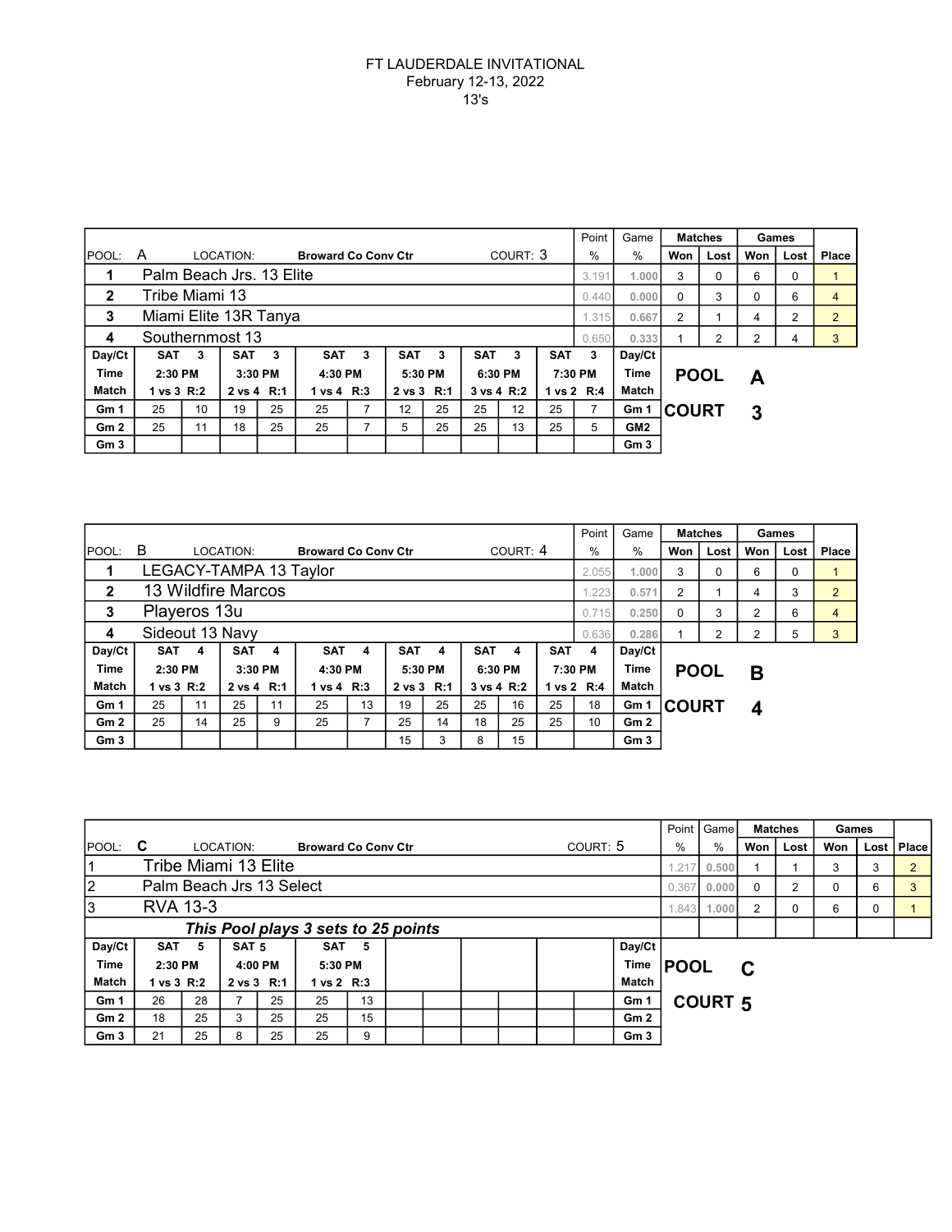FT LAUDERDALE INVITATIONAL
February 12-13, 2022
13's

| POOL: A | LOCATION: Broward Co Conv Ctr | COURT: 3 | Point % | Game % | Matches Won | Matches Lost | Games Won | Games Lost | Place |
|---|---|---|---|---|---|---|---|---|---|
| 1 | Palm Beach Jrs. 13 Elite | | 3.191 | 1.000 | 3 | 0 | 6 | 0 | 1 |
| 2 | Tribe Miami 13 | | 0.440 | 0.000 | 0 | 3 | 0 | 6 | 4 |
| 3 | Miami Elite 13R Tanya | | 1.315 | 0.667 | 2 | 1 | 4 | 2 | 2 |
| 4 | Southernmost 13 | | 0.650 | 0.333 | 1 | 2 | 2 | 4 | 3 |

| Day/Ct | SAT 3 | | SAT 3 | | SAT 3 | | SAT 3 | | SAT 3 | | SAT 3 | | Day/Ct |
|---|---|---|---|---|---|---|---|---|---|---|---|---|---|
| Time | 2:30 PM | | 3:30 PM | | 4:30 PM | | 5:30 PM | | 6:30 PM | | 7:30 PM | | Time |
| Match | 1 vs 3 R:2 | | 2 vs 4 R:1 | | 1 vs 4 R:3 | | 2 vs 3 R:1 | | 3 vs 4 R:2 | | 1 vs 2 R:4 | | Match |
| Gm 1 | 25 | 10 | 19 | 25 | 25 | 7 | 12 | 25 | 25 | 12 | 25 | 7 | Gm 1 |
| Gm 2 | 25 | 11 | 18 | 25 | 25 | 7 | 5 | 25 | 25 | 13 | 25 | 5 | GM2 |
| Gm 3 | | | | | | | | | | | | | Gm 3 |

**POOL A**
**COURT 3**

| POOL: B | LOCATION: Broward Co Conv Ctr | COURT: 4 | Point % | Game % | Matches Won | Matches Lost | Games Won | Games Lost | Place |
|---|---|---|---|---|---|---|---|---|---|
| 1 | LEGACY-TAMPA 13 Taylor | | 2.055 | 1.000 | 3 | 0 | 6 | 0 | 1 |
| 2 | 13 Wildfire Marcos | | 1.223 | 0.571 | 2 | 1 | 4 | 3 | 2 |
| 3 | Playeros 13u | | 0.715 | 0.250 | 0 | 3 | 2 | 6 | 4 |
| 4 | Sideout 13 Navy | | 0.636 | 0.286 | 1 | 2 | 2 | 5 | 3 |

| Day/Ct | SAT 4 | | SAT 4 | | SAT 4 | | SAT 4 | | SAT 4 | | SAT 4 | | Day/Ct |
|---|---|---|---|---|---|---|---|---|---|---|---|---|---|
| Time | 2:30 PM | | 3:30 PM | | 4:30 PM | | 5:30 PM | | 6:30 PM | | 7:30 PM | | Time |
| Match | 1 vs 3 R:2 | | 2 vs 4 R:1 | | 1 vs 4 R:3 | | 2 vs 3 R:1 | | 3 vs 4 R:2 | | 1 vs 2 R:4 | | Match |
| Gm 1 | 25 | 11 | 25 | 11 | 25 | 13 | 19 | 25 | 25 | 16 | 25 | 18 | Gm 1 |
| Gm 2 | 25 | 14 | 25 | 9 | 25 | 7 | 25 | 14 | 18 | 25 | 25 | 10 | Gm 2 |
| Gm 3 | | | | | | | 15 | 3 | 8 | 15 | | | Gm 3 |

**POOL B**
**COURT 4**

| POOL: C | LOCATION: Broward Co Conv Ctr | COURT: 5 | Point % | Game % | Matches Won | Matches Lost | Games Won | Games Lost | Place |
|---|---|---|---|---|---|---|---|---|---|
| 1 | Tribe Miami 13 Elite | | 1.217 | 0.500 | 1 | 1 | 3 | 3 | 2 |
| 2 | Palm Beach Jrs 13 Select | | 0.367 | 0.000 | 0 | 2 | 0 | 6 | 3 |
| 3 | RVA 13-3 | | 1.843 | 1.000 | 2 | 0 | 6 | 0 | 1 |

***This Pool plays 3 sets to 25 points***

| Day/Ct | SAT 5 | | SAT 5 | | SAT 5 | | | | | | | | Day/Ct |
|---|---|---|---|---|---|---|---|---|---|---|---|---|---|
| Time | 2:30 PM | | 4:00 PM | | 5:30 PM | | | | | | | | Time |
| Match | 1 vs 3 R:2 | | 2 vs 3 R:1 | | 1 vs 2 R:3 | | | | | | | | Match |
| Gm 1 | 26 | 28 | 7 | 25 | 25 | 13 | | | | | | | Gm 1 |
| Gm 2 | 18 | 25 | 3 | 25 | 25 | 15 | | | | | | | Gm 2 |
| Gm 3 | 21 | 25 | 8 | 25 | 25 | 9 | | | | | | | Gm 3 |

**POOL C**
**COURT 5**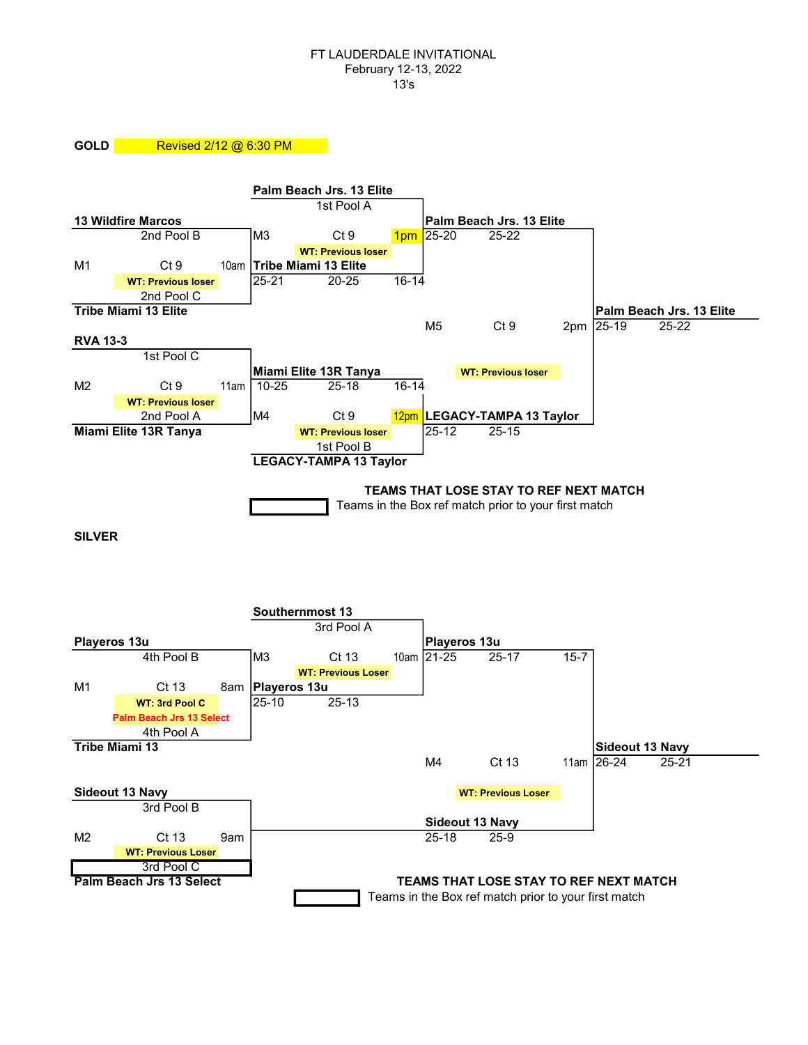FT LAUDERDALE INVITATIONAL
February 12-13, 2022
13's

## GOLD

Revised 2/12 @ 6:30 PM

**13 Wildfire Marcos**
2nd Pool B

M1 Ct 9 10am
WT: Previous loser

2nd Pool C
**Tribe Miami 13 Elite**

**Palm Beach Jrs. 13 Elite**
1st Pool A

M3 Ct 9 1pm
WT: Previous loser

**Tribe Miami 13 Elite**
25-21 20-25 16-14

**Palm Beach Jrs. 13 Elite**
25-20 25-22

**RVA 13-3**
1st Pool C

M2 Ct 9 11am
WT: Previous loser

2nd Pool A
**Miami Elite 13R Tanya**

**Miami Elite 13R Tanya**
10-25 25-18 16-14

M4 Ct 9 12pm
WT: Previous loser

1st Pool B
**LEGACY-TAMPA 13 Taylor**

**LEGACY-TAMPA 13 Taylor**
25-12 25-15

M5 Ct 9 2pm
WT: Previous loser

**Palm Beach Jrs. 13 Elite**
25-19 25-22

**TEAMS THAT LOSE STAY TO REF NEXT MATCH**

Teams in the Box ref match prior to your first match

## SILVER

**Playeros 13u**
4th Pool B

M1 Ct 13 8am
WT: 3rd Pool C
Palm Beach Jrs 13 Select

4th Pool A
**Tribe Miami 13**

**Southernmost 13**
3rd Pool A

M3 Ct 13 10am
WT: Previous Loser

**Playeros 13u**
25-10 25-13

**Playeros 13u**
21-25 25-17 15-7

**Sideout 13 Navy**
3rd Pool B

M2 Ct 13 9am
WT: Previous Loser

3rd Pool C
**Palm Beach Jrs 13 Select**

**Sideout 13 Navy**
25-18 25-9

M4 Ct 13 11am
WT: Previous Loser

**Sideout 13 Navy**
26-24 25-21

**TEAMS THAT LOSE STAY TO REF NEXT MATCH**

Teams in the Box ref match prior to your first match